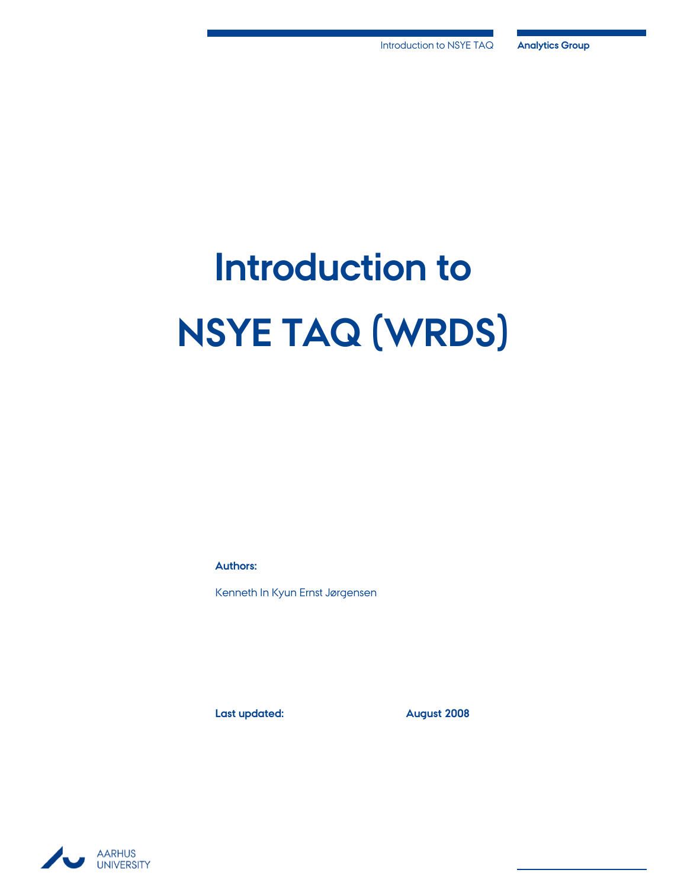# Introduction to NSYE TAQ (WRDS)

**Authors:**

Kenneth In Kyun Ernst Jørgensen

**Last updated:** **August 2008**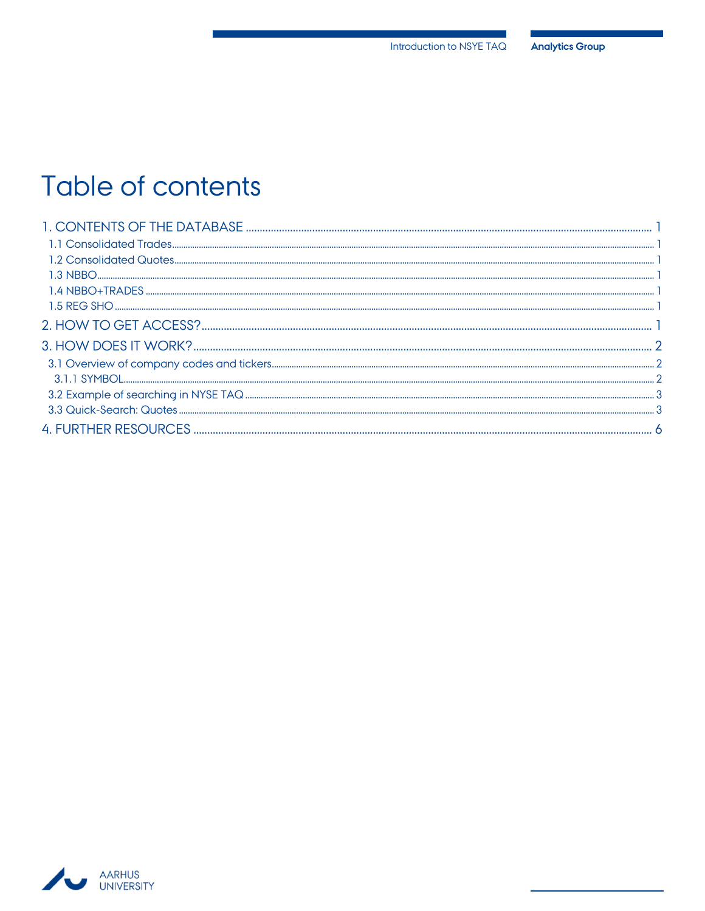# Table of contents

1. CONTENTS OF THE DATABASE ..... 1
   - 1.1 Consolidated Trades ..... 1
   - 1.2 Consolidated Quotes ..... 1
   - 1.3 NBBO ..... 1
   - 1.4 NBBO+TRADES ..... 1
   - 1.5 REG SHO ..... 1
2. HOW TO GET ACCESS? ..... 1
3. HOW DOES IT WORK? ..... 2
   - 3.1 Overview of company codes and tickers ..... 2
     - 3.1.1 SYMBOL ..... 2
   - 3.2 Example of searching in NYSE TAQ ..... 3
   - 3.3 Quick-Search: Quotes ..... 3
4. FURTHER RESOURCES ..... 6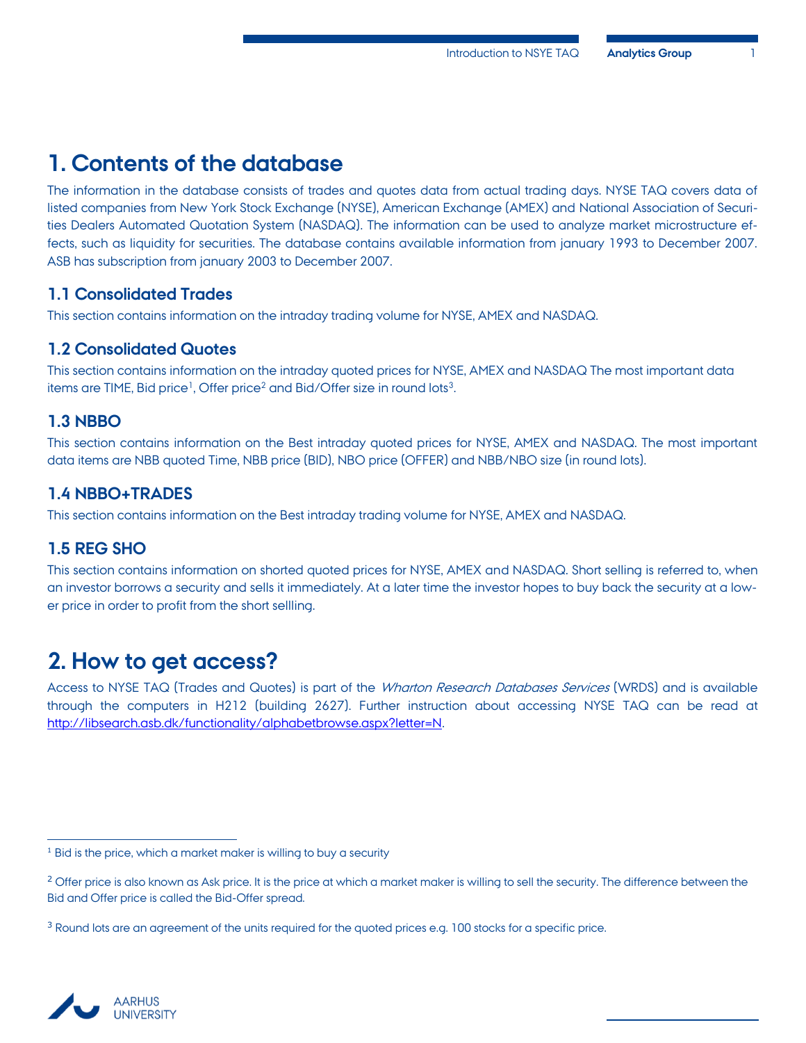# 1. Contents of the database

The information in the database consists of trades and quotes data from actual trading days. NYSE TAQ covers data of listed companies from New York Stock Exchange (NYSE), American Exchange (AMEX) and National Association of Securities Dealers Automated Quotation System (NASDAQ). The information can be used to analyze market microstructure effects, such as liquidity for securities. The database contains available information from january 1993 to December 2007. ASB has subscription from january 2003 to December 2007.

## 1.1 Consolidated Trades

This section contains information on the intraday trading volume for NYSE, AMEX and NASDAQ.

## 1.2 Consolidated Quotes

This section contains information on the intraday quoted prices for NYSE, AMEX and NASDAQ The most important data items are TIME, Bid price[1], Offer price[2] and Bid/Offer size in round lots[3].

## 1.3 NBBO

This section contains information on the Best intraday quoted prices for NYSE, AMEX and NASDAQ. The most important data items are NBB quoted Time, NBB price (BID), NBO price (OFFER) and NBB/NBO size (in round lots).

## 1.4 NBBO+TRADES

This section contains information on the Best intraday trading volume for NYSE, AMEX and NASDAQ.

## 1.5 REG SHO

This section contains information on shorted quoted prices for NYSE, AMEX and NASDAQ. Short selling is referred to, when an investor borrows a security and sells it immediately. At a later time the investor hopes to buy back the security at a lower price in order to profit from the short sellling.

# 2. How to get access?

Access to NYSE TAQ (Trades and Quotes) is part of the *Wharton Research Databases Services* (WRDS) and is available through the computers in H212 (building 2627). Further instruction about accessing NYSE TAQ can be read at http://libsearch.asb.dk/functionality/alphabetbrowse.aspx?letter=N.

---

[1] Bid is the price, which a market maker is willing to buy a security

[2] Offer price is also known as Ask price. It is the price at which a market maker is willing to sell the security. The difference between the Bid and Offer price is called the Bid-Offer spread.

[3] Round lots are an agreement of the units required for the quoted prices e.g. 100 stocks for a specific price.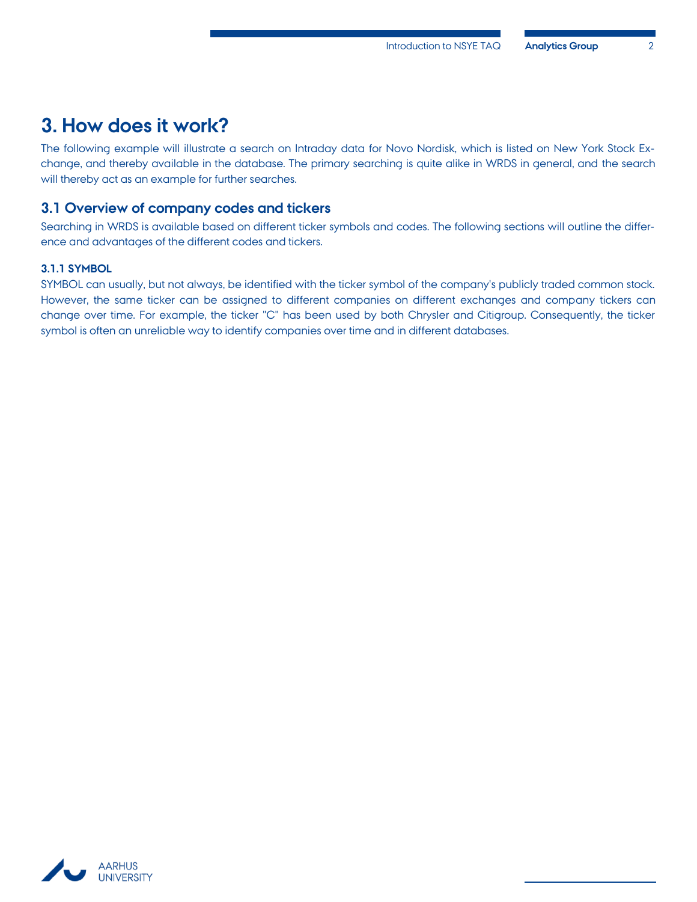# 3. How does it work?

The following example will illustrate a search on Intraday data for Novo Nordisk, which is listed on New York Stock Exchange, and thereby available in the database. The primary searching is quite alike in WRDS in general, and the search will thereby act as an example for further searches.

## 3.1 Overview of company codes and tickers

Searching in WRDS is available based on different ticker symbols and codes. The following sections will outline the difference and advantages of the different codes and tickers.

### 3.1.1 SYMBOL

SYMBOL can usually, but not always, be identified with the ticker symbol of the company's publicly traded common stock. However, the same ticker can be assigned to different companies on different exchanges and company tickers can change over time. For example, the ticker "C" has been used by both Chrysler and Citigroup. Consequently, the ticker symbol is often an unreliable way to identify companies over time and in different databases.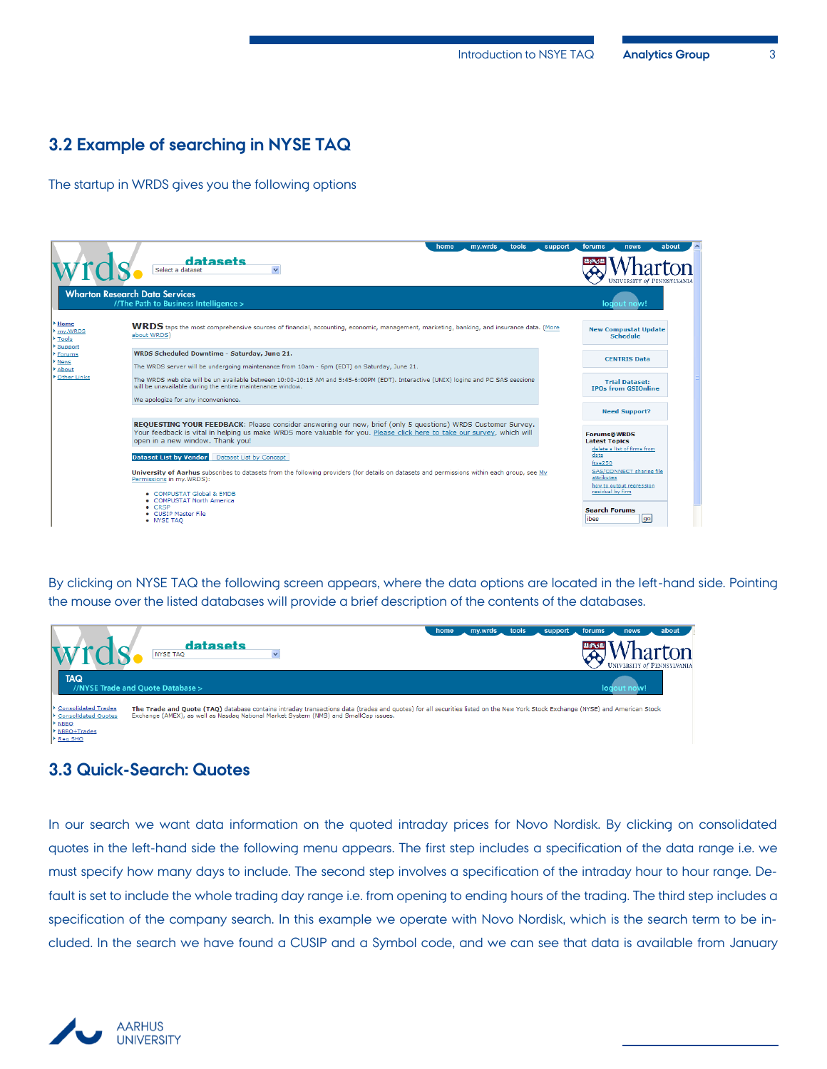## 3.2 Example of searching in NYSE TAQ

The startup in WRDS gives you the following options

By clicking on NYSE TAQ the following screen appears, where the data options are located in the left-hand side. Pointing the mouse over the listed databases will provide a brief description of the contents of the databases.

## 3.3 Quick-Search: Quotes

In our search we want data information on the quoted intraday prices for Novo Nordisk. By clicking on consolidated quotes in the left-hand side the following menu appears. The first step includes a specification of the data range i.e. we must specify how many days to include. The second step involves a specification of the intraday hour to hour range. Default is set to include the whole trading day range i.e. from opening to ending hours of the trading. The third step includes a specification of the company search. In this example we operate with Novo Nordisk, which is the search term to be included. In the search we have found a CUSIP and a Symbol code, and we can see that data is available from January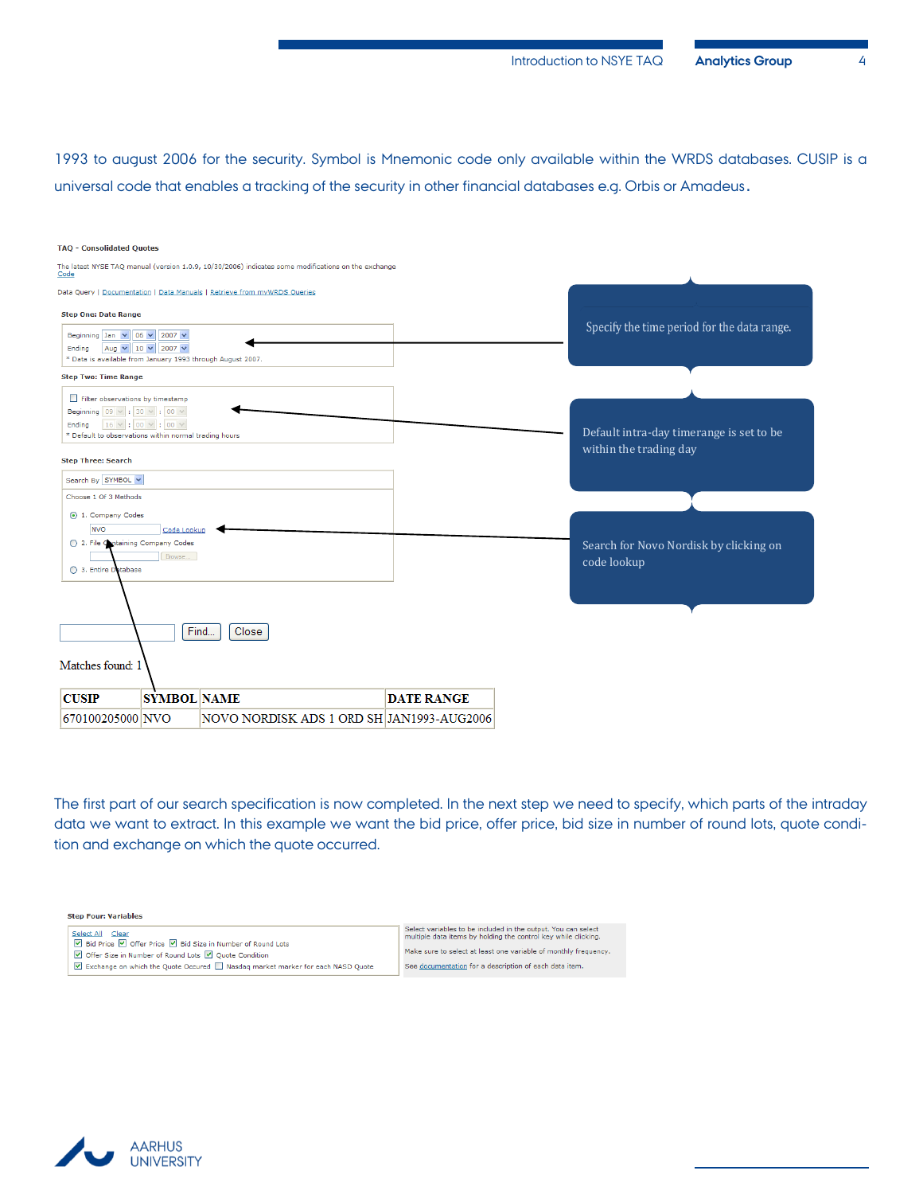1993 to august 2006 for the security. Symbol is Mnemonic code only available within the WRDS databases. CUSIP is a universal code that enables a tracking of the security in other financial databases e.g. Orbis or Amadeus.

**TAQ - Consolidated Quotes**

The latest NYSE TAQ manual (version 1.0.9, 10/30/2006) indicates some modifications on the exchange Code

Data Query | Documentation | Data Manuals | Retrieve from myWRDS Queries

**Step One: Date Range**

Beginning Jan 05 2007
Ending Aug 10 2007
* Data is available from January 1993 through August 2007.

Specify the time period for the data range.

**Step Two: Time Range**

Filter observations by timestamp
Beginning 09 : 30 : 00
Ending 16 : 00 : 00
* Default to observations within normal trading hours

Default intra-day timerange is set to be within the trading day

**Step Three: Search**

Search By SYMBOL

Choose 1 Of 3 Methods

1. Company Codes
NVO Code Lookup
2. File Containing Company Codes
Browse
3. Entire Database

Search for Novo Nordisk by clicking on code lookup

Find... Close

Matches found: 1

| CUSIP | SYMBOL | NAME | DATE RANGE |
|---|---|---|---|
| 670100205000 | NVO | NOVO NORDISK ADS 1 ORD SH | JAN1993-AUG2006 |

The first part of our search specification is now completed. In the next step we need to specify, which parts of the intraday data we want to extract. In this example we want the bid price, offer price, bid size in number of round lots, quote condition and exchange on which the quote occurred.

**Step Four: Variables**

Select All Clear
☑ Bid Price ☑ Offer Price ☑ Bid Size in Number of Round Lots
☑ Offer Size in Number of Round Lots ☑ Quote Condition
☑ Exchange on which the Quote Occured ☐ Nasdaq market marker for each NASD Quote

Select variables to be included in the output. You can select multiple data items by holding the control key while clicking.

Make sure to select at least one variable of monthly frequency.

See documentation for a description of each data item.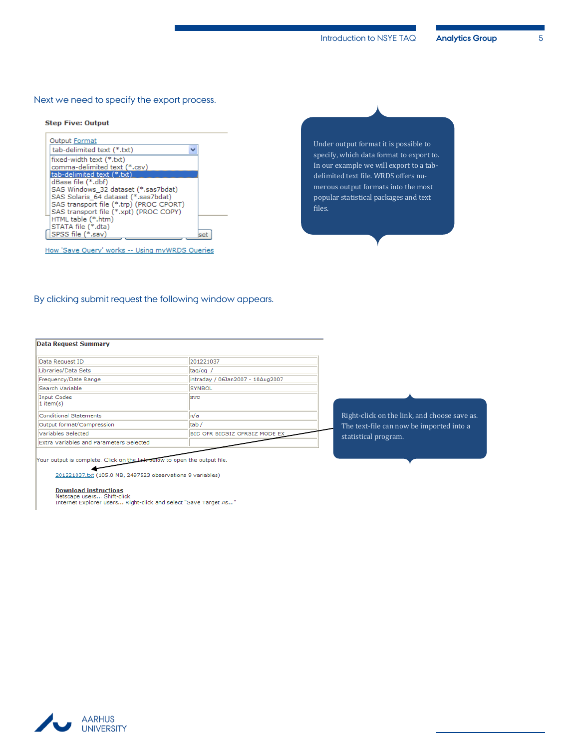Next we need to specify the export process.

**Step Five: Output**

Output Format

tab-delimited text (*.txt)

- fixed-width text (*.txt)
- comma-delimited text (*.csv)
- tab-delimited text (*.txt)
- dBase file (*.dbf)
- SAS Windows_32 dataset (*.sas7bdat)
- SAS Solaris_64 dataset (*.sas7bdat)
- SAS transport file (*.trp) (PROC CPORT)
- SAS transport file (*.xpt) (PROC COPY)
- HTML table (*.htm)
- STATA file (*.dta)
- SPSS file (*.sav)

How 'Save Query' works -- Using myWRDS Queries

Under output format it is possible to specify, which data format to export to. In our example we will export to a tab-delimited text file. WRDS offers numerous output formats into the most popular statistical packages and text files.

By clicking submit request the following window appears.

**Data Request Summary**

| | |
|---|---|
| Data Request ID | 201221037 |
| Libraries/Data Sets | taq/cq / |
| Frequency/Date Range | intraday / 06Jan2007 - 10Aug2007 |
| Search Variable | SYMBOL |
| Input Codes<br>1 item(s) | NVO |
| Conditional Statements | n/a |
| Output format/Compression | tab / |
| Variables Selected | BID OFR BIDSIZ OFRSIZ MODE EX |
| Extra Variables and Parameters Selected | |

Your output is complete. Click on the link below to open the output file.

201221037.txt (105.0 MB, 2497523 observations 9 variables)

**Download instructions**
Netscape users... Shift-click
Internet Explorer users... Right-click and select "Save Target As..."

Right-click on the link, and choose save as. The text-file can now be imported into a statistical program.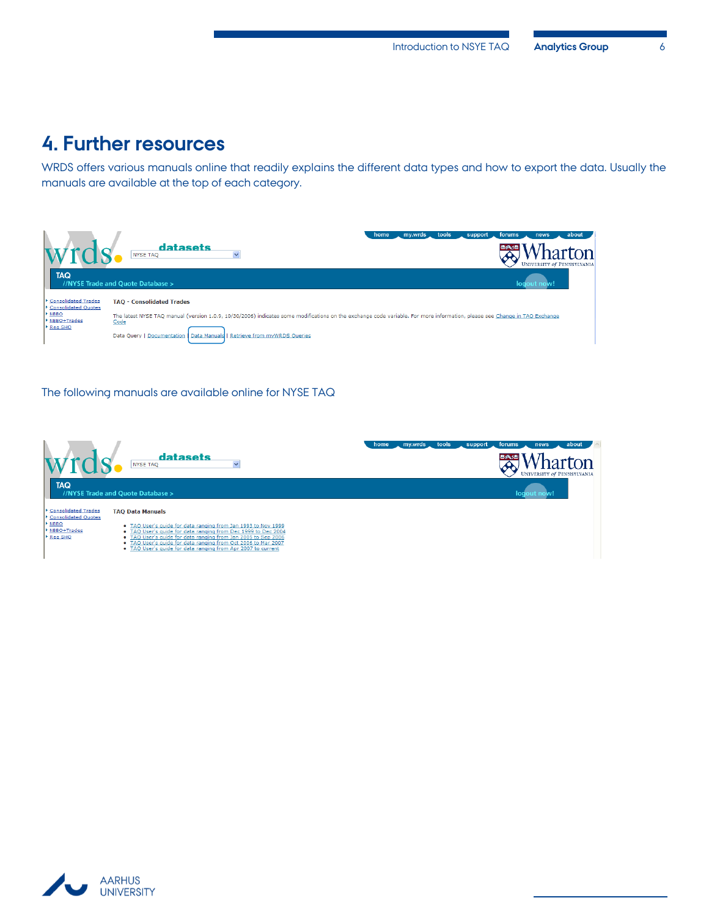# 4. Further resources

WRDS offers various manuals online that readily explains the different data types and how to export the data. Usually the manuals are available at the top of each category.

The following manuals are available online for NYSE TAQ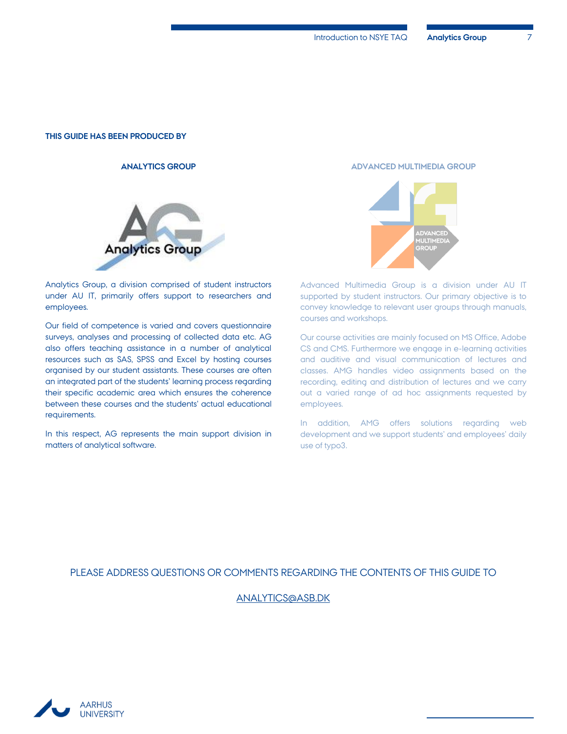## THIS GUIDE HAS BEEN PRODUCED BY

### ANALYTICS GROUP

Analytics Group, a division comprised of student instructors under AU IT, primarily offers support to researchers and employees.

Our field of competence is varied and covers questionnaire surveys, analyses and processing of collected data etc. AG also offers teaching assistance in a number of analytical resources such as SAS, SPSS and Excel by hosting courses organised by our student assistants. These courses are often an integrated part of the students' learning process regarding their specific academic area which ensures the coherence between these courses and the students' actual educational requirements.

In this respect, AG represents the main support division in matters of analytical software.

### ADVANCED MULTIMEDIA GROUP

Advanced Multimedia Group is a division under AU IT supported by student instructors. Our primary objective is to convey knowledge to relevant user groups through manuals, courses and workshops.

Our course activities are mainly focused on MS Office, Adobe CS and CMS. Furthermore we engage in e-learning activities and auditive and visual communication of lectures and classes. AMG handles video assignments based on the recording, editing and distribution of lectures and we carry out a varied range of ad hoc assignments requested by employees.

In addition, AMG offers solutions regarding web development and we support students' and employees' daily use of typo3.

PLEASE ADDRESS QUESTIONS OR COMMENTS REGARDING THE CONTENTS OF THIS GUIDE TO

ANALYTICS@ASB.DK